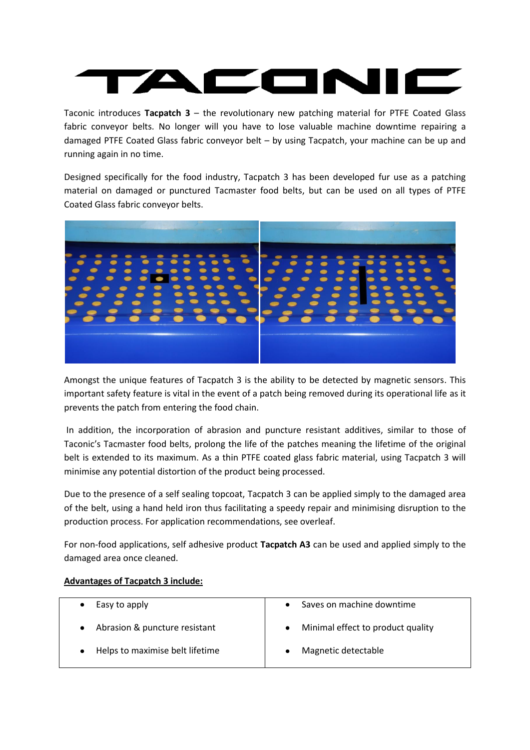# TACONIC

Taconic introduces **Tacpatch 3** – the revolutionary new patching material for PTFE Coated Glass fabric conveyor belts. No longer will you have to lose valuable machine downtime repairing a damaged PTFE Coated Glass fabric conveyor belt – by using Tacpatch, your machine can be up and running again in no time.

Designed specifically for the food industry, Tacpatch 3 has been developed fur use as a patching material on damaged or punctured Tacmaster food belts, but can be used on all types of PTFE Coated Glass fabric conveyor belts.

Amongst the unique features of Tacpatch 3 is the ability to be detected by magnetic sensors. This important safety feature is vital in the event of a patch being removed during its operational life as it prevents the patch from entering the food chain.

In addition, the incorporation of abrasion and puncture resistant additives, similar to those of Taconic's Tacmaster food belts, prolong the life of the patches meaning the lifetime of the original belt is extended to its maximum. As a thin PTFE coated glass fabric material, using Tacpatch 3 will minimise any potential distortion of the product being processed.

Due to the presence of a self sealing topcoat, Tacpatch 3 can be applied simply to the damaged area of the belt, using a hand held iron thus facilitating a speedy repair and minimising disruption to the production process. For application recommendations, see overleaf.

For non-food applications, self adhesive product **Tacpatch A3** can be used and applied simply to the damaged area once cleaned.

**Advantages of Tacpatch 3 include:**

| | |
|---|---|
| • Easy to apply | • Saves on machine downtime |
| • Abrasion & puncture resistant | • Minimal effect to product quality |
| • Helps to maximise belt lifetime | • Magnetic detectable |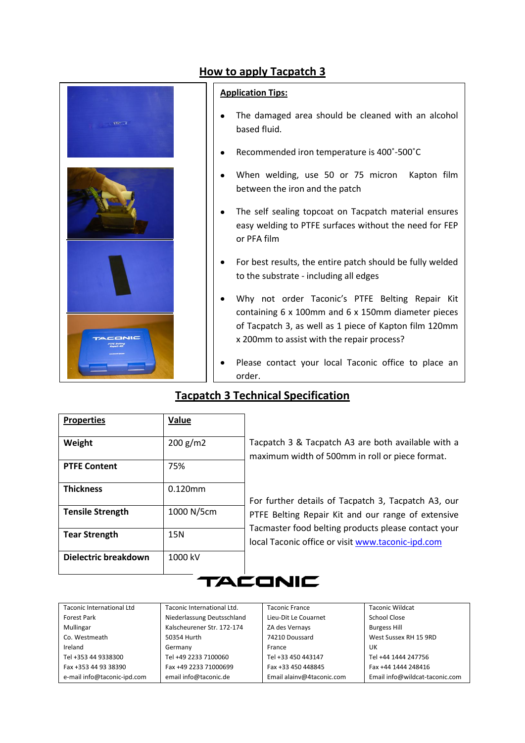## How to apply Tacpatch 3

**Application Tips:**

- The damaged area should be cleaned with an alcohol based fluid.
- Recommended iron temperature is 400˚-500˚C
- When welding, use 50 or 75 micron Kapton film between the iron and the patch
- The self sealing topcoat on Tacpatch material ensures easy welding to PTFE surfaces without the need for FEP or PFA film
- For best results, the entire patch should be fully welded to the substrate - including all edges
- Why not order Taconic's PTFE Belting Repair Kit containing 6 x 100mm and 6 x 150mm diameter pieces of Tacpatch 3, as well as 1 piece of Kapton film 120mm x 200mm to assist with the repair process?
- Please contact your local Taconic office to place an order.

## Tacpatch 3 Technical Specification

| Properties | Value |
|---|---|
| **Weight** | 200 g/m2 |
| **PTFE Content** | 75% |
| **Thickness** | 0.120mm |
| **Tensile Strength** | 1000 N/5cm |
| **Tear Strength** | 15N |
| **Dielectric breakdown** | 1000 kV |

Tacpatch 3 & Tacpatch A3 are both available with a maximum width of 500mm in roll or piece format.

For further details of Tacpatch 3, Tacpatch A3, our PTFE Belting Repair Kit and our range of extensive Tacmaster food belting products please contact your local Taconic office or visit www.taconic-ipd.com

TACONIC

| | | | |
|---|---|---|---|
| Taconic International Ltd<br>Forest Park<br>Mullingar<br>Co. Westmeath<br>Ireland<br>Tel +353 44 9338300<br>Fax +353 44 93 38390<br>e-mail info@taconic-ipd.com | Taconic International Ltd.<br>Niederlassung Deutsschland<br>Kalscheurener Str. 172-174<br>50354 Hurth<br>Germany<br>Tel +49 2233 7100060<br>Fax +49 2233 71000699<br>email info@taconic.de | Taconic France<br>Lieu-Dit Le Couarnet<br>ZA des Vernays<br>74210 Doussard<br>France<br>Tel +33 450 443147<br>Fax +33 450 448845<br>Email alainv@4taconic.com | Taconic Wildcat<br>School Close<br>Burgess Hill<br>West Sussex RH 15 9RD<br>UK<br>Tel +44 1444 247756<br>Fax +44 1444 248416<br>Email info@wildcat-taconic.com |